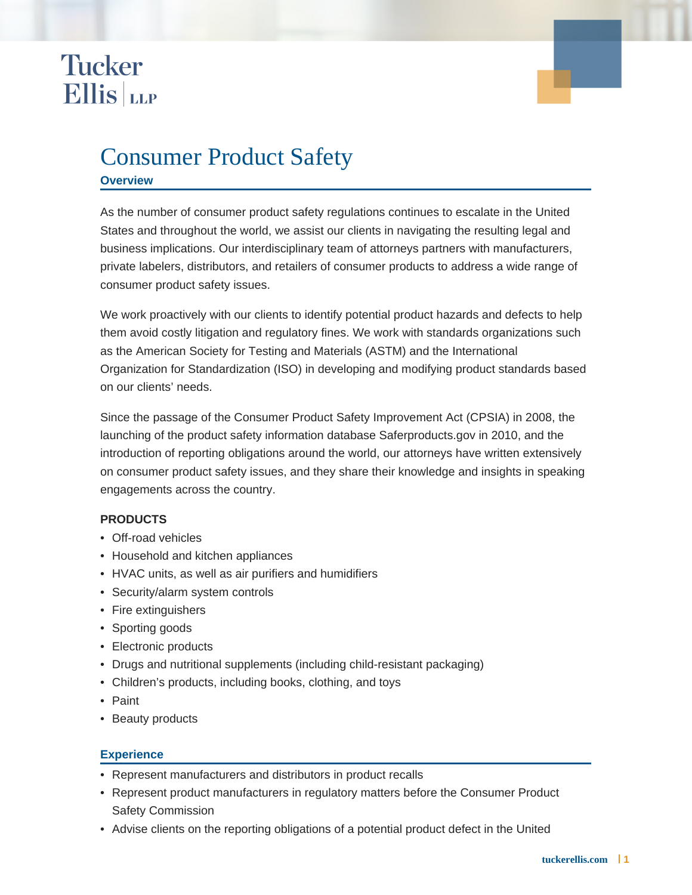Tucker Ellis LLP

# Consumer Product Safety

## Overview

As the number of consumer product safety regulations continues to escalate in the United States and throughout the world, we assist our clients in navigating the resulting legal and business implications. Our interdisciplinary team of attorneys partners with manufacturers, private labelers, distributors, and retailers of consumer products to address a wide range of consumer product safety issues.

We work proactively with our clients to identify potential product hazards and defects to help them avoid costly litigation and regulatory fines. We work with standards organizations such as the American Society for Testing and Materials (ASTM) and the International Organization for Standardization (ISO) in developing and modifying product standards based on our clients' needs.

Since the passage of the Consumer Product Safety Improvement Act (CPSIA) in 2008, the launching of the product safety information database Saferproducts.gov in 2010, and the introduction of reporting obligations around the world, our attorneys have written extensively on consumer product safety issues, and they share their knowledge and insights in speaking engagements across the country.

### PRODUCTS

- Off-road vehicles
- Household and kitchen appliances
- HVAC units, as well as air purifiers and humidifiers
- Security/alarm system controls
- Fire extinguishers
- Sporting goods
- Electronic products
- Drugs and nutritional supplements (including child-resistant packaging)
- Children's products, including books, clothing, and toys
- Paint
- Beauty products

## Experience

- Represent manufacturers and distributors in product recalls
- Represent product manufacturers in regulatory matters before the Consumer Product Safety Commission
- Advise clients on the reporting obligations of a potential product defect in the United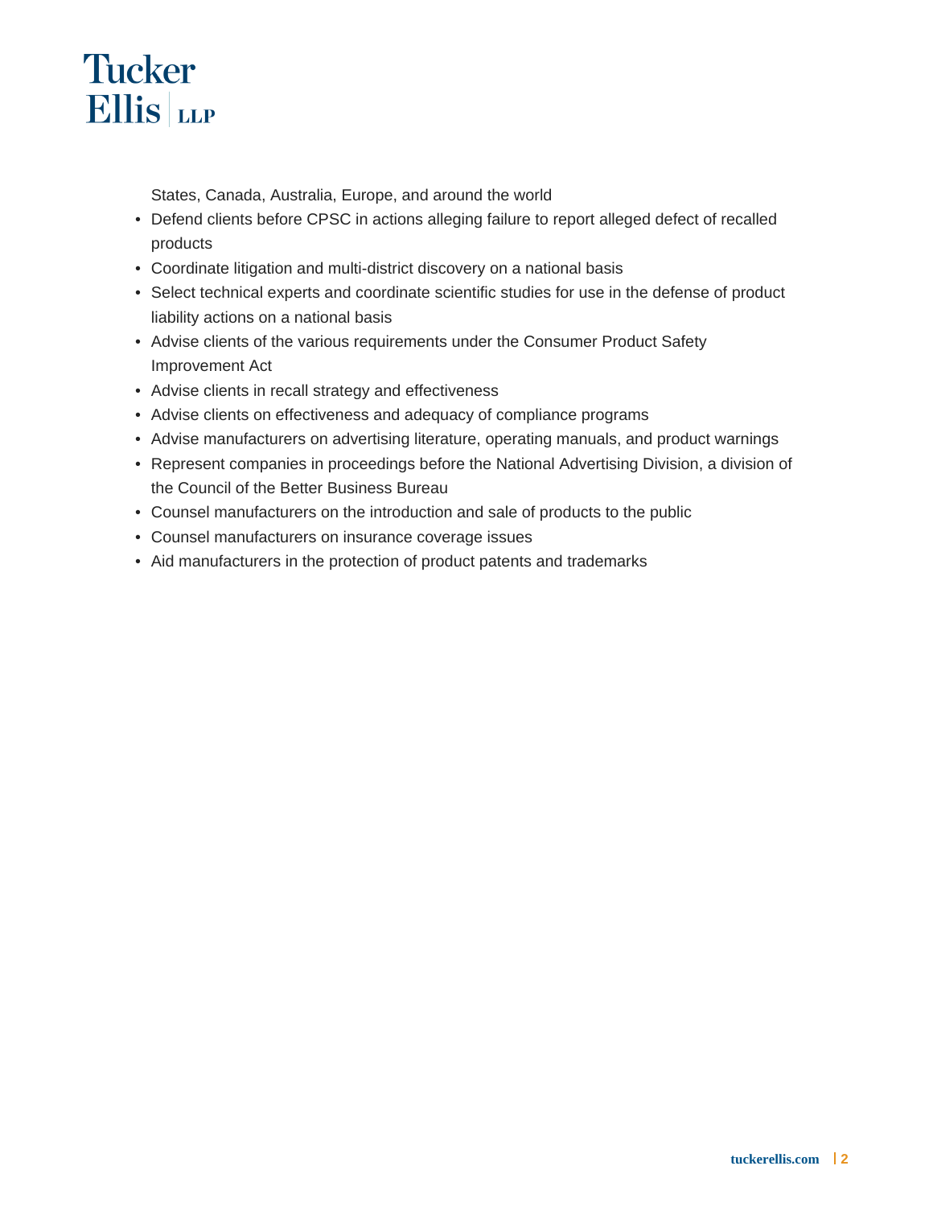States, Canada, Australia, Europe, and around the world

- Defend clients before CPSC in actions alleging failure to report alleged defect of recalled products
- Coordinate litigation and multi-district discovery on a national basis
- Select technical experts and coordinate scientific studies for use in the defense of product liability actions on a national basis
- Advise clients of the various requirements under the Consumer Product Safety Improvement Act
- Advise clients in recall strategy and effectiveness
- Advise clients on effectiveness and adequacy of compliance programs
- Advise manufacturers on advertising literature, operating manuals, and product warnings
- Represent companies in proceedings before the National Advertising Division, a division of the Council of the Better Business Bureau
- Counsel manufacturers on the introduction and sale of products to the public
- Counsel manufacturers on insurance coverage issues
- Aid manufacturers in the protection of product patents and trademarks